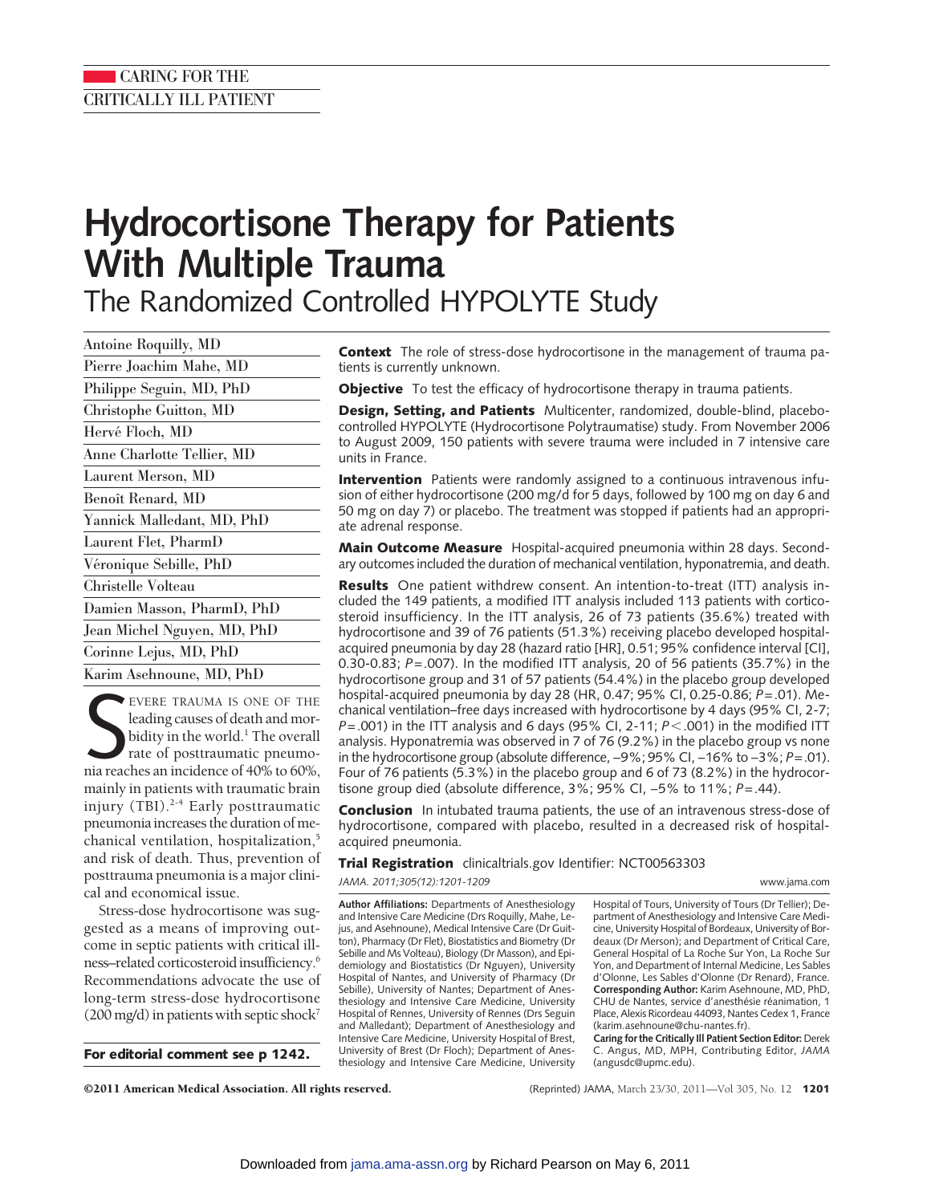CARING FOR THE CRITICALLY ILL PATIENT

# Hydrocortisone Therapy for Patients With Multiple Trauma

## The Randomized Controlled HYPOLYTE Study

Antoine Roquilly, MD
Pierre Joachim Mahe, MD
Philippe Seguin, MD, PhD
Christophe Guitton, MD
Hervé Floch, MD
Anne Charlotte Tellier, MD
Laurent Merson, MD
Benoît Renard, MD
Yannick Malledant, MD, PhD
Laurent Flet, PharmD
Véronique Sebille, PhD
Christelle Volteau
Damien Masson, PharmD, PhD
Jean Michel Nguyen, MD, PhD
Corinne Lejus, MD, PhD
Karim Asehnoune, MD, PhD

**Context** The role of stress-dose hydrocortisone in the management of trauma patients is currently unknown.

**Objective** To test the efficacy of hydrocortisone therapy in trauma patients.

**Design, Setting, and Patients** Multicenter, randomized, double-blind, placebo-controlled HYPOLYTE (Hydrocortisone Polytraumatise) study. From November 2006 to August 2009, 150 patients with severe trauma were included in 7 intensive care units in France.

**Intervention** Patients were randomly assigned to a continuous intravenous infusion of either hydrocortisone (200 mg/d for 5 days, followed by 100 mg on day 6 and 50 mg on day 7) or placebo. The treatment was stopped if patients had an appropriate adrenal response.

**Main Outcome Measure** Hospital-acquired pneumonia within 28 days. Secondary outcomes included the duration of mechanical ventilation, hyponatremia, and death.

**Results** One patient withdrew consent. An intention-to-treat (ITT) analysis included the 149 patients, a modified ITT analysis included 113 patients with corticosteroid insufficiency. In the ITT analysis, 26 of 73 patients (35.6%) treated with hydrocortisone and 39 of 76 patients (51.3%) receiving placebo developed hospital-acquired pneumonia by day 28 (hazard ratio [HR], 0.51; 95% confidence interval [CI], 0.30-0.83; $P=.007$). In the modified ITT analysis, 20 of 56 patients (35.7%) in the hydrocortisone group and 31 of 57 patients (54.4%) in the placebo group developed hospital-acquired pneumonia by day 28 (HR, 0.47; 95% CI, 0.25-0.86; $P=.01$). Mechanical ventilation–free days increased with hydrocortisone by 4 days (95% CI, 2-7; $P=.001$) in the ITT analysis and 6 days (95% CI, 2-11; $P<.001$) in the modified ITT analysis. Hyponatremia was observed in 7 of 76 (9.2%) in the placebo group vs none in the hydrocortisone group (absolute difference, –9%; 95% CI, –16% to –3%; $P=.01$). Four of 76 patients (5.3%) in the placebo group and 6 of 73 (8.2%) in the hydrocortisone group died (absolute difference, 3%; 95% CI, –5% to 11%; $P=.44$).

**Conclusion** In intubated trauma patients, the use of an intravenous stress-dose of hydrocortisone, compared with placebo, resulted in a decreased risk of hospital-acquired pneumonia.

**Trial Registration** clinicaltrials.gov Identifier: NCT00563303

*JAMA. 2011;305(12):1201-1209* www.jama.com

Severe trauma is one of the leading causes of death and morbidity in the world.[1] The overall rate of posttraumatic pneumonia reaches an incidence of 40% to 60%, mainly in patients with traumatic brain injury (TBI).[2-4] Early posttraumatic pneumonia increases the duration of mechanical ventilation, hospitalization,[5] and risk of death. Thus, prevention of posttrauma pneumonia is a major clinical and economical issue.

Stress-dose hydrocortisone was suggested as a means of improving outcome in septic patients with critical illness–related corticosteroid insufficiency.[6] Recommendations advocate the use of long-term stress-dose hydrocortisone (200 mg/d) in patients with septic shock[7]

**For editorial comment see p 1242.**

**Author Affiliations:** Departments of Anesthesiology and Intensive Care Medicine (Drs Roquilly, Mahe, Lejus, and Asehnoune), Medical Intensive Care (Dr Guitton), Pharmacy (Dr Flet), Biostatistics and Biometry (Dr Sebille and Ms Volteau), Biology (Dr Masson), and Epidemiology and Biostatistics (Dr Nguyen), University Hospital of Nantes, and University of Pharmacy (Dr Sebille), University of Nantes; Department of Anesthesiology and Intensive Care Medicine, University Hospital of Rennes, University of Rennes (Drs Seguin and Malledant); Department of Anesthesiology and Intensive Care Medicine, University Hospital of Brest, University of Brest (Dr Floch); Department of Anesthesiology and Intensive Care Medicine, University Hospital of Tours, University of Tours (Dr Tellier); Department of Anesthesiology and Intensive Care Medicine, University Hospital of Bordeaux, University of Bordeaux (Dr Merson); and Department of Critical Care, General Hospital of La Roche Sur Yon, La Roche Sur Yon, and Department of Internal Medicine, Les Sables d'Olonne, Les Sables d'Olonne (Dr Renard), France.

**Corresponding Author:** Karim Asehnoune, MD, PhD, CHU de Nantes, service d'anesthésie réanimation, 1 Place, Alexis Ricordeau 44093, Nantes Cedex 1, France (karim.asehnoune@chu-nantes.fr).

**Caring for the Critically Ill Patient Section Editor:** Derek C. Angus, MD, MPH, Contributing Editor, *JAMA* (angusdc@upmc.edu).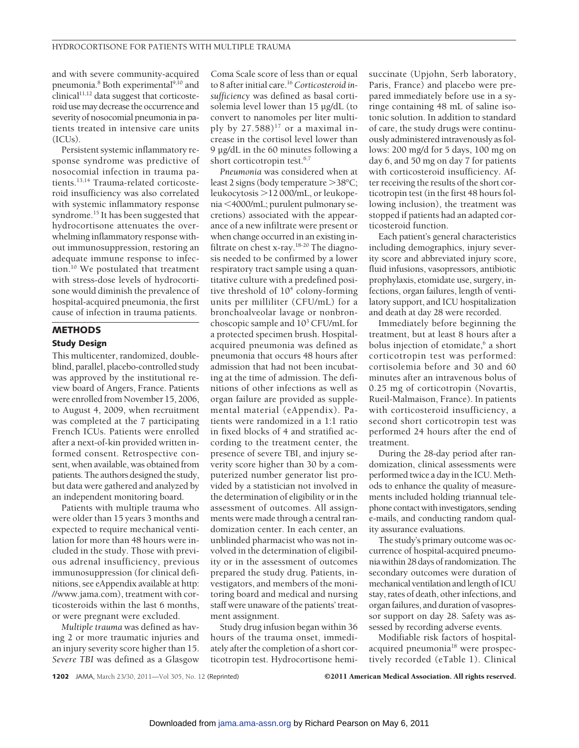and with severe community-acquired pneumonia.[8] Both experimental[9,10] and clinical[11,12] data suggest that corticosteroid use may decrease the occurrence and severity of nosocomial pneumonia in patients treated in intensive care units (ICUs).

Persistent systemic inflammatory response syndrome was predictive of nosocomial infection in trauma patients.[13,14] Trauma-related corticosteroid insufficiency was also correlated with systemic inflammatory response syndrome.[15] It has been suggested that hydrocortisone attenuates the overwhelming inflammatory response without immunosuppression, restoring an adequate immune response to infection.[10] We postulated that treatment with stress-dose levels of hydrocortisone would diminish the prevalence of hospital-acquired pneumonia, the first cause of infection in trauma patients.

## METHODS

### Study Design

This multicenter, randomized, double-blind, parallel, placebo-controlled study was approved by the institutional review board of Angers, France. Patients were enrolled from November 15, 2006, to August 4, 2009, when recruitment was completed at the 7 participating French ICUs. Patients were enrolled after a next-of-kin provided written informed consent. Retrospective consent, when available, was obtained from patients. The authors designed the study, but data were gathered and analyzed by an independent monitoring board.

Patients with multiple trauma who were older than 15 years 3 months and expected to require mechanical ventilation for more than 48 hours were included in the study. Those with previous adrenal insufficiency, previous immunosuppression (for clinical definitions, see eAppendix available at http://www.jama.com), treatment with corticosteroids within the last 6 months, or were pregnant were excluded.

*Multiple trauma* was defined as having 2 or more traumatic injuries and an injury severity score higher than 15. *Severe TBI* was defined as a Glasgow Coma Scale score of less than or equal to 8 after initial care.[16] *Corticosteroid insufficiency* was defined as basal cortisolemia level lower than 15 µg/dL (to convert to nanomoles per liter multiply by 27.588)[17] or a maximal increase in the cortisol level lower than 9 µg/dL in the 60 minutes following a short corticotropin test.[6,7]

*Pneumonia* was considered when at least 2 signs (body temperature >38°C; leukocytosis >12 000/mL, or leukopenia <4000/mL; purulent pulmonary secretions) associated with the appearance of a new infiltrate were present or when change occurred in an existing infiltrate on chest x-ray.[18-20] The diagnosis needed to be confirmed by a lower respiratory tract sample using a quantitative culture with a predefined positive threshold of $10^4$ colony-forming units per milliliter (CFU/mL) for a bronchoalveolar lavage or nonbronchoscopic sample and $10^3$ CFU/mL for a protected specimen brush. Hospital-acquired pneumonia was defined as pneumonia that occurs 48 hours after admission that had not been incubating at the time of admission. The definitions of other infections as well as organ failure are provided as supplemental material (eAppendix). Patients were randomized in a 1:1 ratio in fixed blocks of 4 and stratified according to the treatment center, the presence of severe TBI, and injury severity score higher than 30 by a computerized number generator list provided by a statistician not involved in the determination of eligibility or in the assessment of outcomes. All assignments were made through a central randomization center. In each center, an unblinded pharmacist who was not involved in the determination of eligibility or in the assessment of outcomes prepared the study drug. Patients, investigators, and members of the monitoring board and medical and nursing staff were unaware of the patients' treatment assignment.

Study drug infusion began within 36 hours of the trauma onset, immediately after the completion of a short corticotropin test. Hydrocortisone hemisuccinate (Upjohn, Serb laboratory, Paris, France) and placebo were prepared immediately before use in a syringe containing 48 mL of saline isotonic solution. In addition to standard of care, the study drugs were continuously administered intravenously as follows: 200 mg/d for 5 days, 100 mg on day 6, and 50 mg on day 7 for patients with corticosteroid insufficiency. After receiving the results of the short corticotropin test (in the first 48 hours following inclusion), the treatment was stopped if patients had an adapted corticosteroid function.

Each patient's general characteristics including demographics, injury severity score and abbreviated injury score, fluid infusions, vasopressors, antibiotic prophylaxis, etomidate use, surgery, infections, organ failures, length of ventilatory support, and ICU hospitalization and death at day 28 were recorded.

Immediately before beginning the treatment, but at least 8 hours after a bolus injection of etomidate,[6] a short corticotropin test was performed: cortisolemia before and 30 and 60 minutes after an intravenous bolus of 0.25 mg of corticotropin (Novartis, Rueil-Malmaison, France). In patients with corticosteroid insufficiency, a second short corticotropin test was performed 24 hours after the end of treatment.

During the 28-day period after randomization, clinical assessments were performed twice a day in the ICU. Methods to enhance the quality of measurements included holding triannual telephone contact with investigators, sending e-mails, and conducting random quality assurance evaluations.

The study's primary outcome was occurrence of hospital-acquired pneumonia within 28 days of randomization. The secondary outcomes were duration of mechanical ventilation and length of ICU stay, rates of death, other infections, and organ failures, and duration of vasopressor support on day 28. Safety was assessed by recording adverse events.

Modifiable risk factors of hospital-acquired pneumonia[18] were prospectively recorded (eTable 1). Clinical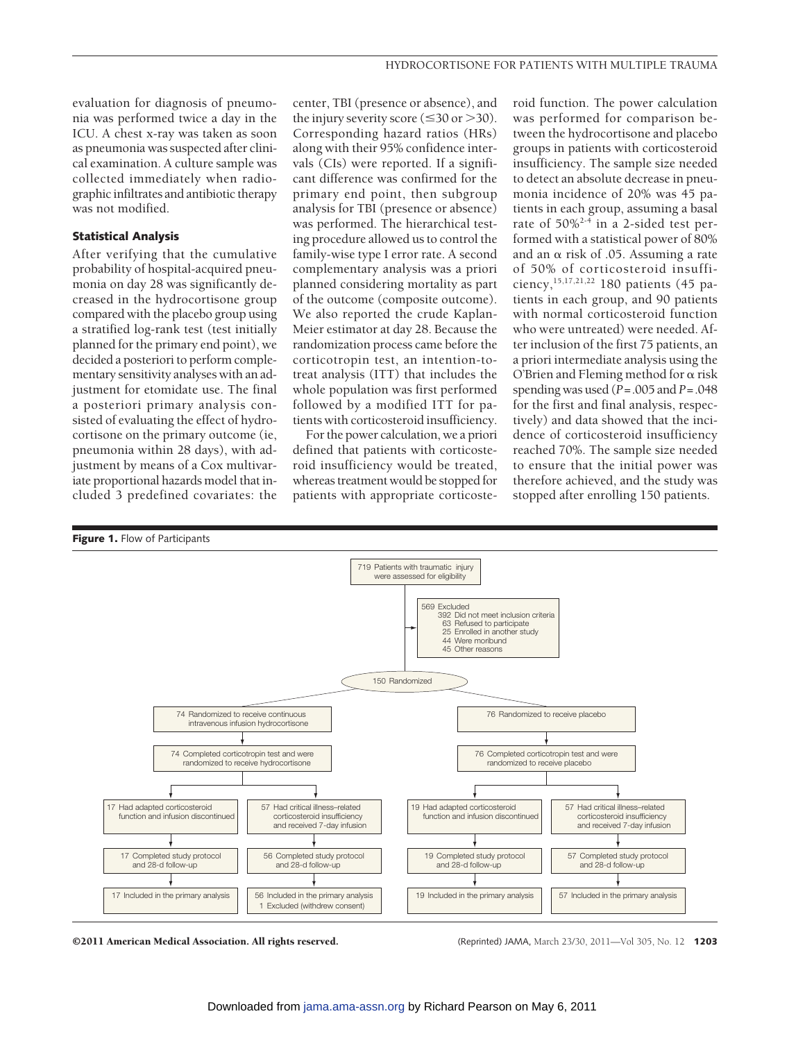evaluation for diagnosis of pneumonia was performed twice a day in the ICU. A chest x-ray was taken as soon as pneumonia was suspected after clinical examination. A culture sample was collected immediately when radiographic infiltrates and antibiotic therapy was not modified.

### Statistical Analysis

After verifying that the cumulative probability of hospital-acquired pneumonia on day 28 was significantly decreased in the hydrocortisone group compared with the placebo group using a stratified log-rank test (test initially planned for the primary end point), we decided a posteriori to perform complementary sensitivity analyses with an adjustment for etomidate use. The final a posteriori primary analysis consisted of evaluating the effect of hydrocortisone on the primary outcome (ie, pneumonia within 28 days), with adjustment by means of a Cox multivariate proportional hazards model that included 3 predefined covariates: the center, TBI (presence or absence), and the injury severity score (≤30 or >30). Corresponding hazard ratios (HRs) along with their 95% confidence intervals (CIs) were reported. If a significant difference was confirmed for the primary end point, then subgroup analysis for TBI (presence or absence) was performed. The hierarchical testing procedure allowed us to control the family-wise type I error rate. A second complementary analysis was a priori planned considering mortality as part of the outcome (composite outcome). We also reported the crude Kaplan-Meier estimator at day 28. Because the randomization process came before the corticotropin test, an intention-to-treat analysis (ITT) that includes the whole population was first performed followed by a modified ITT for patients with corticosteroid insufficiency.

For the power calculation, we a priori defined that patients with corticosteroid insufficiency would be treated, whereas treatment would be stopped for patients with appropriate corticosteroid function. The power calculation was performed for comparison between the hydrocortisone and placebo groups in patients with corticosteroid insufficiency. The sample size needed to detect an absolute decrease in pneumonia incidence of 20% was 45 patients in each group, assuming a basal rate of 50%[2-4] in a 2-sided test performed with a statistical power of 80% and an α risk of .05. Assuming a rate of 50% of corticosteroid insufficiency,[15,17,21,22] 180 patients (45 patients in each group, and 90 patients with normal corticosteroid function who were untreated) were needed. After inclusion of the first 75 patients, an a priori intermediate analysis using the O'Brien and Fleming method for α risk spending was used ($P = .005$ and $P = .048$ for the first and final analysis, respectively) and data showed that the incidence of corticosteroid insufficiency reached 70%. The sample size needed to ensure that the initial power was therefore achieved, and the study was stopped after enrolling 150 patients.

**Figure 1.** Flow of Participants

719 Patients with traumatic injury were assessed for eligibility

569 Excluded
- 392 Did not meet inclusion criteria
- 63 Refused to participate
- 25 Enrolled in another study
- 44 Were moribund
- 45 Other reasons

150 Randomized

74 Randomized to receive continuous intravenous infusion hydrocortisone
- 74 Completed corticotropin test and were randomized to receive hydrocortisone
  - 17 Had adapted corticosteroid function and infusion discontinued → 17 Completed study protocol and 28-d follow-up → 17 Included in the primary analysis
  - 57 Had critical illness–related corticosteroid insufficiency and received 7-day infusion → 56 Completed study protocol and 28-d follow-up → 56 Included in the primary analysis; 1 Excluded (withdrew consent)

76 Randomized to receive placebo
- 76 Completed corticotropin test and were randomized to receive placebo
  - 19 Had adapted corticosteroid function and infusion discontinued → 19 Completed study protocol and 28-d follow-up → 19 Included in the primary analysis
  - 57 Had critical illness–related corticosteroid insufficiency and received 7-day infusion → 57 Completed study protocol and 28-d follow-up → 57 Included in the primary analysis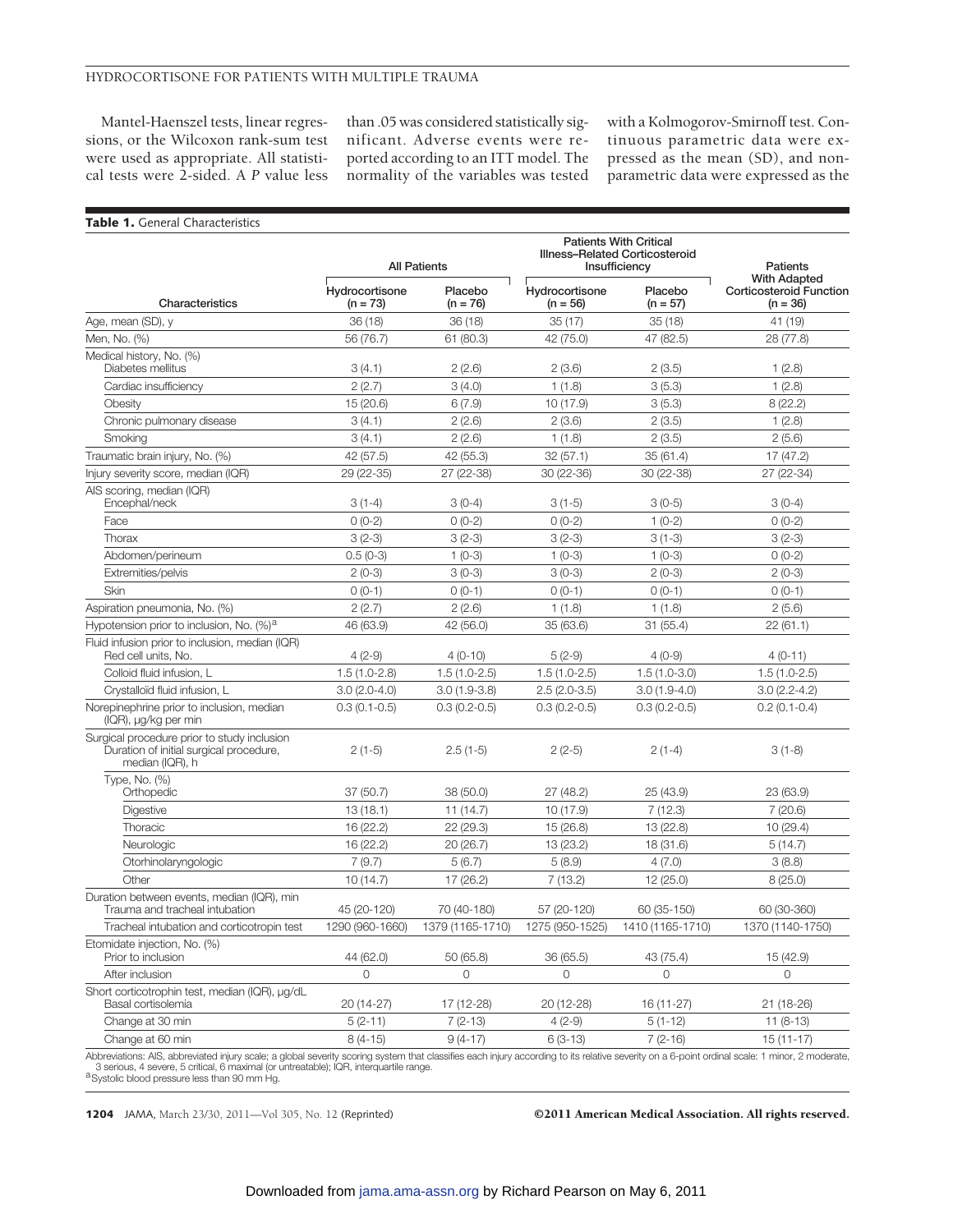Mantel-Haenszel tests, linear regressions, or the Wilcoxon rank-sum test were used as appropriate. All statistical tests were 2-sided. A *P* value less than .05 was considered statistically significant. Adverse events were reported according to an ITT model. The normality of the variables was tested with a Kolmogorov-Smirnoff test. Continuous parametric data were expressed as the mean (SD), and nonparametric data were expressed as the

**Table 1.** General Characteristics

| Characteristics | All Patients | | Patients With Critical Illness–Related Corticosteroid Insufficiency | | Patients With Adapted Corticosteroid Function (n = 36) |
|---|---|---|---|---|---|
| | Hydrocortisone (n = 73) | Placebo (n = 76) | Hydrocortisone (n = 56) | Placebo (n = 57) | |
| Age, mean (SD), y | 36 (18) | 36 (18) | 35 (17) | 35 (18) | 41 (19) |
| Men, No. (%) | 56 (76.7) | 61 (80.3) | 42 (75.0) | 47 (82.5) | 28 (77.8) |
| Medical history, No. (%) | | | | | |
| Diabetes mellitus | 3 (4.1) | 2 (2.6) | 2 (3.6) | 2 (3.5) | 1 (2.8) |
| Cardiac insufficiency | 2 (2.7) | 3 (4.0) | 1 (1.8) | 3 (5.3) | 1 (2.8) |
| Obesity | 15 (20.6) | 6 (7.9) | 10 (17.9) | 3 (5.3) | 8 (22.2) |
| Chronic pulmonary disease | 3 (4.1) | 2 (2.6) | 2 (3.6) | 2 (3.5) | 1 (2.8) |
| Smoking | 3 (4.1) | 2 (2.6) | 1 (1.8) | 2 (3.5) | 2 (5.6) |
| Traumatic brain injury, No. (%) | 42 (57.5) | 42 (55.3) | 32 (57.1) | 35 (61.4) | 17 (47.2) |
| Injury severity score, median (IQR) | 29 (22-35) | 27 (22-38) | 30 (22-36) | 30 (22-38) | 27 (22-34) |
| AIS scoring, median (IQR) | | | | | |
| Encephal/neck | 3 (1-4) | 3 (0-4) | 3 (1-5) | 3 (0-5) | 3 (0-4) |
| Face | 0 (0-2) | 0 (0-2) | 0 (0-2) | 1 (0-2) | 0 (0-2) |
| Thorax | 3 (2-3) | 3 (2-3) | 3 (2-3) | 3 (1-3) | 3 (2-3) |
| Abdomen/perineum | 0.5 (0-3) | 1 (0-3) | 1 (0-3) | 1 (0-3) | 0 (0-2) |
| Extremities/pelvis | 2 (0-3) | 3 (0-3) | 3 (0-3) | 2 (0-3) | 2 (0-3) |
| Skin | 0 (0-1) | 0 (0-1) | 0 (0-1) | 0 (0-1) | 0 (0-1) |
| Aspiration pneumonia, No. (%) | 2 (2.7) | 2 (2.6) | 1 (1.8) | 1 (1.8) | 2 (5.6) |
| Hypotension prior to inclusion, No. (%)[a] | 46 (63.9) | 42 (56.0) | 35 (63.6) | 31 (55.4) | 22 (61.1) |
| Fluid infusion prior to inclusion, median (IQR) | | | | | |
| Red cell units, No. | 4 (2-9) | 4 (0-10) | 5 (2-9) | 4 (0-9) | 4 (0-11) |
| Colloid fluid infusion, L | 1.5 (1.0-2.8) | 1.5 (1.0-2.5) | 1.5 (1.0-2.5) | 1.5 (1.0-3.0) | 1.5 (1.0-2.5) |
| Crystalloïd fluid infusion, L | 3.0 (2.0-4.0) | 3.0 (1.9-3.8) | 2.5 (2.0-3.5) | 3.0 (1.9-4.0) | 3.0 (2.2-4.2) |
| Norepinephrine prior to inclusion, median (IQR), μg/kg per min | 0.3 (0.1-0.5) | 0.3 (0.2-0.5) | 0.3 (0.2-0.5) | 0.3 (0.2-0.5) | 0.2 (0.1-0.4) |
| Surgical procedure prior to study inclusion | | | | | |
| Duration of initial surgical procedure, median (IQR), h | 2 (1-5) | 2.5 (1-5) | 2 (2-5) | 2 (1-4) | 3 (1-8) |
| Type, No. (%) | | | | | |
| Orthopedic | 37 (50.7) | 38 (50.0) | 27 (48.2) | 25 (43.9) | 23 (63.9) |
| Digestive | 13 (18.1) | 11 (14.7) | 10 (17.9) | 7 (12.3) | 7 (20.6) |
| Thoracic | 16 (22.2) | 22 (29.3) | 15 (26.8) | 13 (22.8) | 10 (29.4) |
| Neurologic | 16 (22.2) | 20 (26.7) | 13 (23.2) | 18 (31.6) | 5 (14.7) |
| Otorhinolaryngologic | 7 (9.7) | 5 (6.7) | 5 (8.9) | 4 (7.0) | 3 (8.8) |
| Other | 10 (14.7) | 17 (26.2) | 7 (13.2) | 12 (25.0) | 8 (25.0) |
| Duration between events, median (IQR), min | | | | | |
| Trauma and tracheal intubation | 45 (20-120) | 70 (40-180) | 57 (20-120) | 60 (35-150) | 60 (30-360) |
| Tracheal intubation and corticotropin test | 1290 (960-1660) | 1379 (1165-1710) | 1275 (950-1525) | 1410 (1165-1710) | 1370 (1140-1750) |
| Etomidate injection, No. (%) | | | | | |
| Prior to inclusion | 44 (62.0) | 50 (65.8) | 36 (65.5) | 43 (75.4) | 15 (42.9) |
| After inclusion | 0 | 0 | 0 | 0 | 0 |
| Short corticotrophin test, median (IQR), μg/dL | | | | | |
| Basal cortisolemia | 20 (14-27) | 17 (12-28) | 20 (12-28) | 16 (11-27) | 21 (18-26) |
| Change at 30 min | 5 (2-11) | 7 (2-13) | 4 (2-9) | 5 (1-12) | 11 (8-13) |
| Change at 60 min | 8 (4-15) | 9 (4-17) | 6 (3-13) | 7 (2-16) | 15 (11-17) |

Abbreviations: AIS, abbreviated injury scale; a global severity scoring system that classifies each injury according to its relative severity on a 6-point ordinal scale: 1 minor, 2 moderate, 3 serious, 4 severe, 5 critical, 6 maximal (or untreatable); IQR, interquartile range.

[a] Systolic blood pressure less than 90 mm Hg.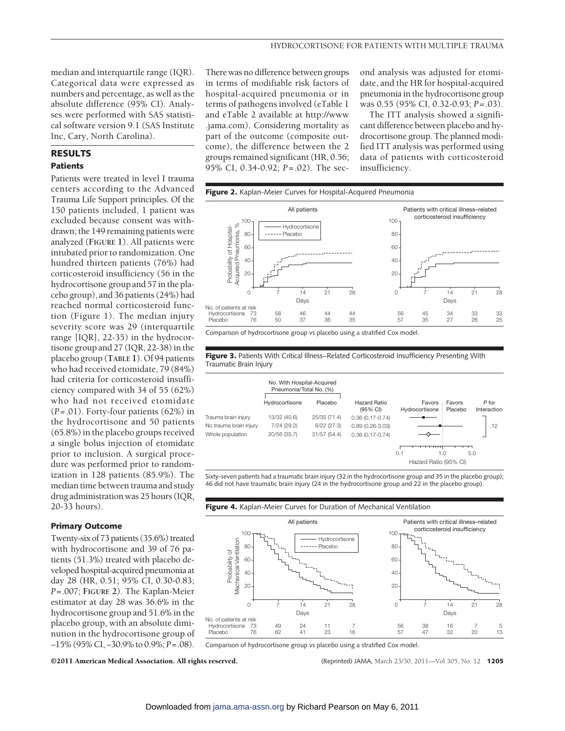median and interquartile range (IQR). Categorical data were expressed as numbers and percentage, as well as the absolute difference (95% CI). Analyses were performed with SAS statistical software version 9.1 (SAS Institute Inc, Cary, North Carolina).

## RESULTS

### Patients

Patients were treated in level I trauma centers according to the Advanced Trauma Life Support principles. Of the 150 patients included, 1 patient was excluded because consent was withdrawn; the 149 remaining patients were analyzed (**FIGURE 1**). All patients were intubated prior to randomization. One hundred thirteen patients (76%) had corticosteroid insufficiency (56 in the hydrocortisone group and 57 in the placebo group), and 36 patients (24%) had reached normal corticosteroid function (Figure 1). The median injury severity score was 29 (interquartile range [IQR], 22-35) in the hydrocortisone group and 27 (IQR, 22-38) in the placebo group (**TABLE 1**). Of 94 patients who had received etomidate, 79 (84%) had criteria for corticosteroid insufficiency compared with 34 of 55 (62%) who had not received etomidate (*P*=.01). Forty-four patients (62%) in the hydrocortisone and 50 patients (65.8%) in the placebo groups received a single bolus injection of etomidate prior to inclusion. A surgical procedure was performed prior to randomization in 128 patients (85.9%). The median time between trauma and study drug administration was 25 hours (IQR, 20-33 hours).

### Primary Outcome

Twenty-six of 73 patients (35.6%) treated with hydrocortisone and 39 of 76 patients (51.3%) treated with placebo developed hospital-acquired pneumonia at day 28 (HR, 0.51; 95% CI, 0.30-0.83; *P*=.007; **FIGURE 2**). The Kaplan-Meier estimator at day 28 was 36.6% in the hydrocortisone group and 51.6% in the placebo group, with an absolute diminution in the hydrocortisone group of −15% (95% CI, −30.9% to 0.9%; *P*=.08). There was no difference between groups in terms of modifiable risk factors of hospital-acquired pneumonia or in terms of pathogens involved (eTable 1 and eTable 2 available at http://www.jama.com). Considering mortality as part of the outcome (composite outcome), the difference between the 2 groups remained significant (HR, 0.56; 95% CI, 0.34-0.92; *P*=.02). The second analysis was adjusted for etomidate, and the HR for hospital-acquired pneumonia in the hydrocortisone group was 0.55 (95% CI, 0.32-0.93; *P*=.03).

The ITT analysis showed a significant difference between placebo and hydrocortisone group. The planned modified ITT analysis was performed using data of patients with corticosteroid insufficiency.

**Figure 2.** Kaplan-Meier Curves for Hospital-Acquired Pneumonia

No. of patients at risk (All patients):

| Days | 0 | 7 | 14 | 21 | 28 |
|---|---|---|---|---|---|
| Hydrocortisone | 73 | 58 | 46 | 44 | 44 |
| Placebo | 76 | 50 | 37 | 36 | 35 |

No. of patients at risk (Patients with critical illness–related corticosteroid insufficiency):

| Days | 0 | 7 | 14 | 21 | 28 |
|---|---|---|---|---|---|
| Hydrocortisone | 56 | 45 | 34 | 33 | 33 |
| Placebo | 57 | 35 | 27 | 26 | 25 |

Comparison of hydrocortisone group vs placebo using a stratified Cox model.

**Figure 3.** Patients With Critical Illness–Related Corticosteroid Insufficiency Presenting With Traumatic Brain Injury

| | No. With Hospital-Acquired Pneumonia/Total No. (%) | | | |
|---|---|---|---|---|
| | Hydrocortisone | Placebo | Hazard Ratio (95% CI) | *P* for Interaction |
| Trauma brain injury | 13/32 (40.6) | 25/35 (71.4) | 0.36 (0.17-0.74) | .12 |
| No trauma brain injury | 7/24 (29.2) | 6/22 (27.3) | 0.89 (0.26-3.03) | |
| Whole population | 20/56 (35.7) | 31/57 (54.4) | 0.36 (0.17-0.74) | |

Sixty-seven patients had a traumatic brain injury (32 in the hydrocortisone group and 35 in the placebo group); 46 did not have traumatic brain injury (24 in the hydrocortisone group and 22 in the placebo group).

**Figure 4.** Kaplan-Meier Curves for Duration of Mechanical Ventilation

No. of patients at risk (All patients):

| Days | 0 | 7 | 14 | 21 | 28 |
|---|---|---|---|---|---|
| Hydrocortisone | 73 | 49 | 24 | 11 | 7 |
| Placebo | 76 | 62 | 41 | 23 | 16 |

No. of patients at risk (Patients with critical illness–related corticosteroid insufficiency):

| Days | 0 | 7 | 14 | 21 | 28 |
|---|---|---|---|---|---|
| Hydrocortisone | 56 | 38 | 16 | 7 | 5 |
| Placebo | 57 | 47 | 32 | 20 | 13 |

Comparison of hydrocortisone group vs placebo using a stratified Cox model.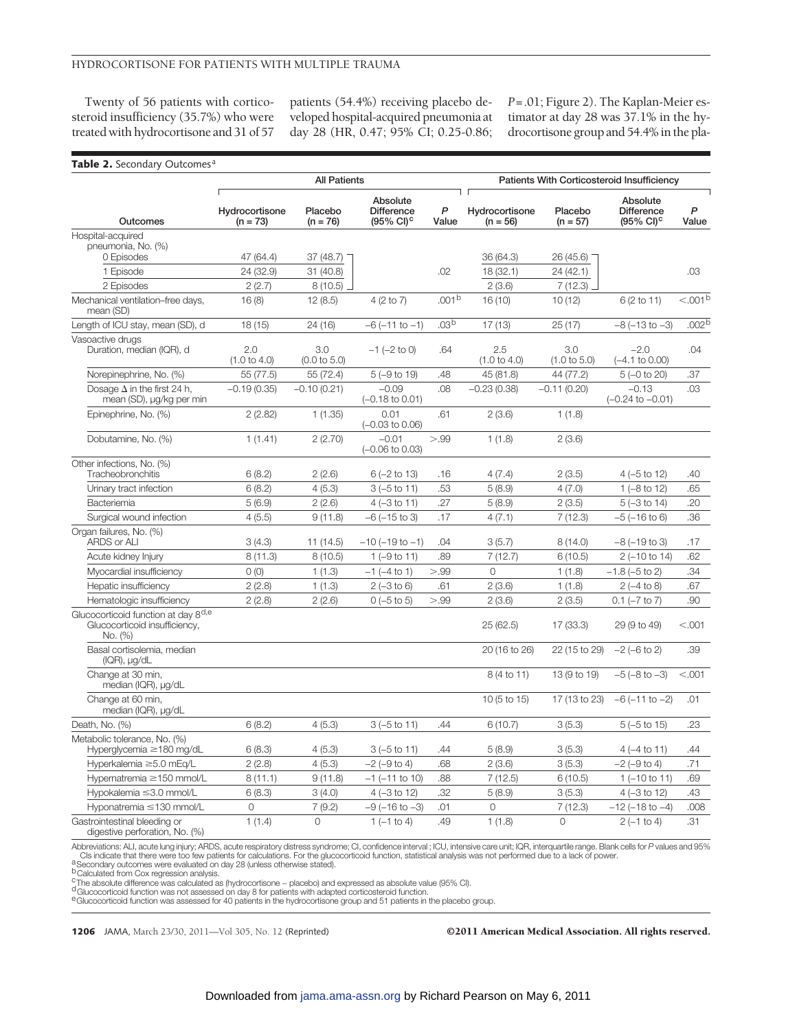Twenty of 56 patients with corticosteroid insufficiency (35.7%) who were treated with hydrocortisone and 31 of 57 patients (54.4%) receiving placebo developed hospital-acquired pneumonia at day 28 (HR, 0.47; 95% CI; 0.25-0.86; $P = .01$; Figure 2). The Kaplan-Meier estimator at day 28 was 37.1% in the hydrocortisone group and 54.4% in the pla-

**Table 2.** Secondary Outcomes[a]

| | All Patients | | | | Patients With Corticosteroid Insufficiency | | | |
|---|---|---|---|---|---|---|---|---|
| Outcomes | Hydrocortisone (n = 73) | Placebo (n = 76) | Absolute Difference (95% CI)[c] | *P* Value | Hydrocortisone (n = 56) | Placebo (n = 57) | Absolute Difference (95% CI)[c] | *P* Value |
| Hospital-acquired pneumonia, No. (%) | | | | | | | | |
| 0 Episodes | 47 (64.4) | 37 (48.7) | | | 36 (64.3) | 26 (45.6) | | |
| 1 Episode | 24 (32.9) | 31 (40.8) | | .02 | 18 (32.1) | 24 (42.1) | | .03 |
| 2 Episodes | 2 (2.7) | 8 (10.5) | | | 2 (3.6) | 7 (12.3) | | |
| Mechanical ventilation–free days, mean (SD) | 16 (8) | 12 (8.5) | 4 (2 to 7) | .001[b] | 16 (10) | 10 (12) | 6 (2 to 11) | <.001[b] |
| Length of ICU stay, mean (SD), d | 18 (15) | 24 (16) | −6 (−11 to −1) | .03[b] | 17 (13) | 25 (17) | −8 (−13 to −3) | .002[b] |
| Vasoactive drugs | | | | | | | | |
| Duration, median (IQR), d | 2.0 (1.0 to 4.0) | 3.0 (0.0 to 5.0) | −1 (−2 to 0) | .64 | 2.5 (1.0 to 4.0) | 3.0 (1.0 to 5.0) | −2.0 (−4.1 to 0.00) | .04 |
| Norepinephrine, No. (%) | 55 (77.5) | 55 (72.4) | 5 (−9 to 19) | .48 | 45 (81.8) | 44 (77.2) | 5 (−0 to 20) | .37 |
| Dosage Δ in the first 24 h, mean (SD), μg/kg per min | −0.19 (0.35) | −0.10 (0.21) | −0.09 (−0.18 to 0.01) | .08 | −0.23 (0.38) | −0.11 (0.20) | −0.13 (−0.24 to −0.01) | .03 |
| Epinephrine, No. (%) | 2 (2.82) | 1 (1.35) | 0.01 (−0.03 to 0.06) | .61 | 2 (3.6) | 1 (1.8) | | |
| Dobutamine, No. (%) | 1 (1.41) | 2 (2.70) | −0.01 (−0.06 to 0.03) | >.99 | 1 (1.8) | 2 (3.6) | | |
| Other infections, No. (%) | | | | | | | | |
| Tracheobronchitis | 6 (8.2) | 2 (2.6) | 6 (−2 to 13) | .16 | 4 (7.4) | 2 (3.5) | 4 (−5 to 12) | .40 |
| Urinary tract infection | 6 (8.2) | 4 (5.3) | 3 (−5 to 11) | .53 | 5 (8.9) | 4 (7.0) | 1 (−8 to 12) | .65 |
| Bacteriemia | 5 (6.9) | 2 (2.6) | 4 (−3 to 11) | .27 | 5 (8.9) | 2 (3.5) | 5 (−3 to 14) | .20 |
| Surgical wound infection | 4 (5.5) | 9 (11.8) | −6 (−15 to 3) | .17 | 4 (7.1) | 7 (12.3) | −5 (−16 to 6) | .36 |
| Organ failures, No. (%) | | | | | | | | |
| ARDS or ALI | 3 (4.3) | 11 (14.5) | −10 (−19 to −1) | .04 | 3 (5.7) | 8 (14.0) | −8 (−19 to 3) | .17 |
| Acute kidney Injury | 8 (11.3) | 8 (10.5) | 1 (−9 to 11) | .89 | 7 (12.7) | 6 (10.5) | 2 (−10 to 14) | .62 |
| Myocardial insufficiency | 0 (0) | 1 (1.3) | −1 (−4 to 1) | >.99 | 0 | 1 (1.8) | −1.8 (−5 to 2) | .34 |
| Hepatic insufficiency | 2 (2.8) | 1 (1.3) | 2 (−3 to 6) | .61 | 2 (3.6) | 1 (1.8) | 2 (−4 to 8) | .67 |
| Hematologic insufficiency | 2 (2.8) | 2 (2.6) | 0 (−5 to 5) | >.99 | 2 (3.6) | 2 (3.5) | 0.1 (−7 to 7) | .90 |
| Glucocorticoid function at day 8[d,e] | | | | | | | | |
| Glucocorticoid insufficiency, No. (%) | | | | | 25 (62.5) | 17 (33.3) | 29 (9 to 49) | <.001 |
| Basal cortisolemia, median (IQR), μg/dL | | | | | 20 (16 to 26) | 22 (15 to 29) | −2 (−6 to 2) | .39 |
| Change at 30 min, median (IQR), μg/dL | | | | | 8 (4 to 11) | 13 (9 to 19) | −5 (−8 to −3) | <.001 |
| Change at 60 min, median (IQR), μg/dL | | | | | 10 (5 to 15) | 17 (13 to 23) | −6 (−11 to −2) | .01 |
| Death, No. (%) | 6 (8.2) | 4 (5.3) | 3 (−5 to 11) | .44 | 6 (10.7) | 3 (5.3) | 5 (−5 to 15) | .23 |
| Metabolic tolerance, No. (%) | | | | | | | | |
| Hyperglycemia ≥180 mg/dL | 6 (8.3) | 4 (5.3) | 3 (−5 to 11) | .44 | 5 (8.9) | 3 (5.3) | 4 (−4 to 11) | .44 |
| Hyperkalemia ≥5.0 mEq/L | 2 (2.8) | 4 (5.3) | −2 (−9 to 4) | .68 | 2 (3.6) | 3 (5.3) | −2 (−9 to 4) | .71 |
| Hypernatremia ≥150 mmol/L | 8 (11.1) | 9 (11.8) | −1 (−11 to 10) | .88 | 7 (12.5) | 6 (10.5) | 1 (−10 to 11) | .69 |
| Hypokalemia ≤3.0 mmol/L | 6 (8.3) | 3 (4.0) | 4 (−3 to 12) | .32 | 5 (8.9) | 3 (5.3) | 4 (−3 to 12) | .43 |
| Hyponatremia ≤130 mmol/L | 0 | 7 (9.2) | −9 (−16 to −3) | .01 | 0 | 7 (12.3) | −12 (−18 to −4) | .008 |
| Gastrointestinal bleeding or digestive perforation, No. (%) | 1 (1.4) | 0 | 1 (−1 to 4) | .49 | 1 (1.8) | 0 | 2 (−1 to 4) | .31 |

Abbreviations: ALI, acute lung injury; ARDS, acute respiratory distress syndrome; CI, confidence interval ; ICU, intensive care unit; IQR, interquartile range. Blank cells for *P* values and 95% CIs indicate that there were too few patients for calculations. For the glucocorticoid function, statistical analysis was not performed due to a lack of power.
[a] Secondary outcomes were evaluated on day 28 (unless otherwise stated).
[b] Calculated from Cox regression analysis.
[c] The absolute difference was calculated as (hydrocortisone − placebo) and expressed as absolute value (95% CI).
[d] Glucocorticoid function was not assessed on day 8 for patients with adapted corticosteroid function.
[e] Glucocorticoid function was assessed for 40 patients in the hydrocortisone group and 51 patients in the placebo group.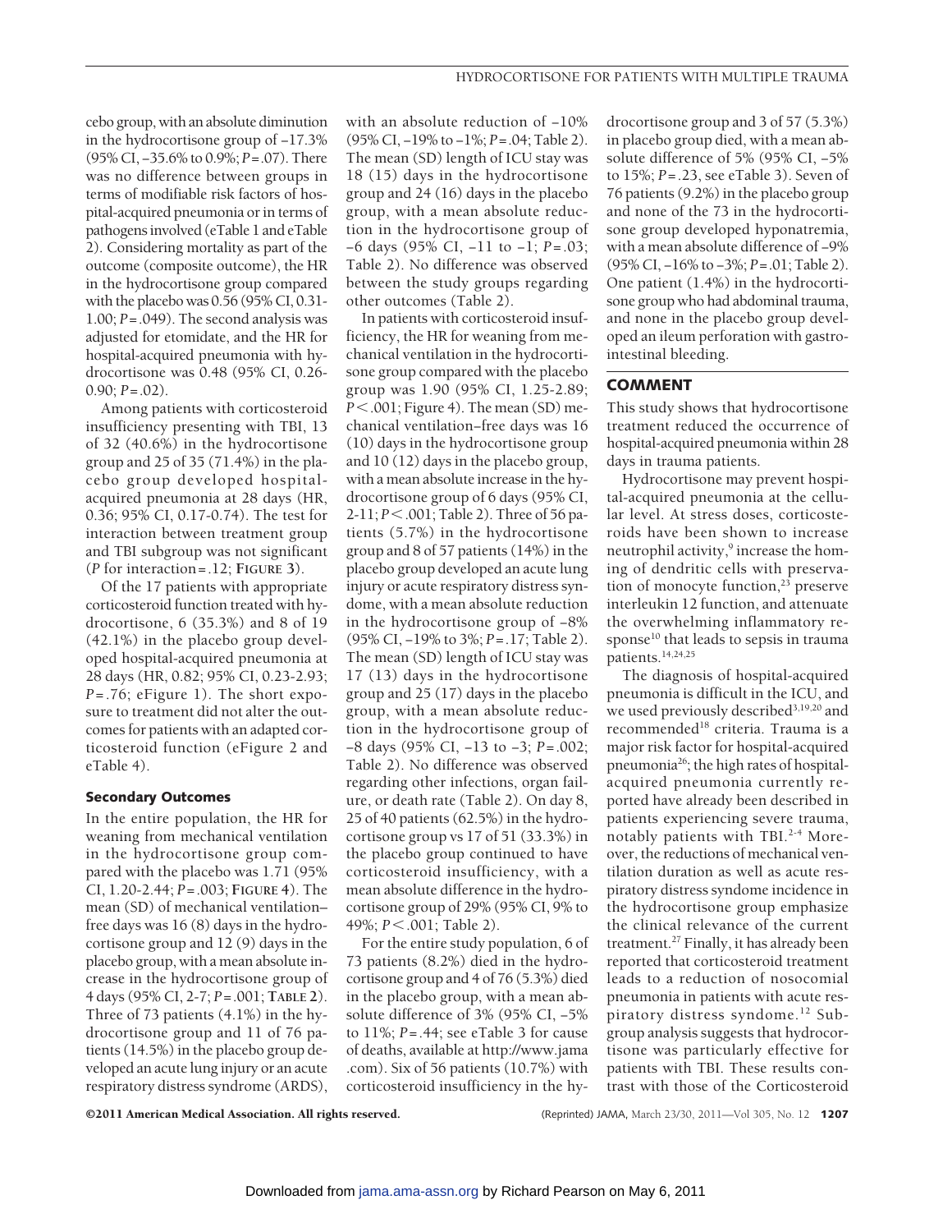cebo group, with an absolute diminution in the hydrocortisone group of –17.3% (95% CI, –35.6% to 0.9%; P=.07). There was no difference between groups in terms of modifiable risk factors of hospital-acquired pneumonia or in terms of pathogens involved (eTable 1 and eTable 2). Considering mortality as part of the outcome (composite outcome), the HR in the hydrocortisone group compared with the placebo was 0.56 (95% CI, 0.31-1.00; P=.049). The second analysis was adjusted for etomidate, and the HR for hospital-acquired pneumonia with hydrocortisone was 0.48 (95% CI, 0.26-0.90; P=.02).

Among patients with corticosteroid insufficiency presenting with TBI, 13 of 32 (40.6%) in the hydrocortisone group and 25 of 35 (71.4%) in the placebo group developed hospital-acquired pneumonia at 28 days (HR, 0.36; 95% CI, 0.17-0.74). The test for interaction between treatment group and TBI subgroup was not significant (P for interaction=.12; **FIGURE 3**).

Of the 17 patients with appropriate corticosteroid function treated with hydrocortisone, 6 (35.3%) and 8 of 19 (42.1%) in the placebo group developed hospital-acquired pneumonia at 28 days (HR, 0.82; 95% CI, 0.23-2.93; P=.76; eFigure 1). The short exposure to treatment did not alter the outcomes for patients with an adapted corticosteroid function (eFigure 2 and eTable 4).

### Secondary Outcomes

In the entire population, the HR for weaning from mechanical ventilation in the hydrocortisone group compared with the placebo was 1.71 (95% CI, 1.20-2.44; P=.003; **FIGURE 4**). The mean (SD) of mechanical ventilation–free days was 16 (8) days in the hydrocortisone group and 12 (9) days in the placebo group, with a mean absolute increase in the hydrocortisone group of 4 days (95% CI, 2-7; P=.001; **TABLE 2**). Three of 73 patients (4.1%) in the hydrocortisone group and 11 of 76 patients (14.5%) in the placebo group developed an acute lung injury or an acute respiratory distress syndrome (ARDS), with an absolute reduction of –10% (95% CI, –19% to –1%; P=.04; Table 2). The mean (SD) length of ICU stay was 18 (15) days in the hydrocortisone group and 24 (16) days in the placebo group, with a mean absolute reduction in the hydrocortisone group of –6 days (95% CI, –11 to –1; P=.03; Table 2). No difference was observed between the study groups regarding other outcomes (Table 2).

In patients with corticosteroid insufficiency, the HR for weaning from mechanical ventilation in the hydrocortisone group compared with the placebo group was 1.90 (95% CI, 1.25-2.89; P<.001; Figure 4). The mean (SD) mechanical ventilation–free days was 16 (10) days in the hydrocortisone group and 10 (12) days in the placebo group, with a mean absolute increase in the hydrocortisone group of 6 days (95% CI, 2-11; P<.001; Table 2). Three of 56 patients (5.7%) in the hydrocortisone group and 8 of 57 patients (14%) in the placebo group developed an acute lung injury or acute respiratory distress syndome, with a mean absolute reduction in the hydrocortisone group of –8% (95% CI, –19% to 3%; P=.17; Table 2). The mean (SD) length of ICU stay was 17 (13) days in the hydrocortisone group and 25 (17) days in the placebo group, with a mean absolute reduction in the hydrocortisone group of –8 days (95% CI, –13 to –3; P=.002; Table 2). No difference was observed regarding other infections, organ failure, or death rate (Table 2). On day 8, 25 of 40 patients (62.5%) in the hydrocortisone group vs 17 of 51 (33.3%) in the placebo group continued to have corticosteroid insufficiency, with a mean absolute difference in the hydrocortisone group of 29% (95% CI, 9% to 49%; P<.001; Table 2).

For the entire study population, 6 of 73 patients (8.2%) died in the hydrocortisone group and 4 of 76 (5.3%) died in the placebo group, with a mean absolute difference of 3% (95% CI, –5% to 11%; P=.44; see eTable 3 for cause of deaths, available at http://www.jama.com). Six of 56 patients (10.7%) with corticosteroid insufficiency in the hydrocortisone group and 3 of 57 (5.3%) in placebo group died, with a mean absolute difference of 5% (95% CI, –5% to 15%; P=.23, see eTable 3). Seven of 76 patients (9.2%) in the placebo group and none of the 73 in the hydrocortisone group developed hyponatremia, with a mean absolute difference of –9% (95% CI, –16% to –3%; P=.01; Table 2). One patient (1.4%) in the hydrocortisone group who had abdominal trauma, and none in the placebo group developed an ileum perforation with gastrointestinal bleeding.

## COMMENT

This study shows that hydrocortisone treatment reduced the occurrence of hospital-acquired pneumonia within 28 days in trauma patients.

Hydrocortisone may prevent hospital-acquired pneumonia at the cellular level. At stress doses, corticosteroids have been shown to increase neutrophil activity,[9] increase the homing of dendritic cells with preservation of monocyte function,[23] preserve interleukin 12 function, and attenuate the overwhelming inflammatory response[10] that leads to sepsis in trauma patients.[14,24,25]

The diagnosis of hospital-acquired pneumonia is difficult in the ICU, and we used previously described[3,19,20] and recommended[18] criteria. Trauma is a major risk factor for hospital-acquired pneumonia[26]; the high rates of hospital-acquired pneumonia currently reported have already been described in patients experiencing severe trauma, notably patients with TBI.[2-4] Moreover, the reductions of mechanical ventilation duration as well as acute respiratory distress syndome incidence in the hydrocortisone group emphasize the clinical relevance of the current treatment.[27] Finally, it has already been reported that corticosteroid treatment leads to a reduction of nosocomial pneumonia in patients with acute respiratory distress syndrome.[12] Subgroup analysis suggests that hydrocortisone was particularly effective for patients with TBI. These results contrast with those of the Corticosteroid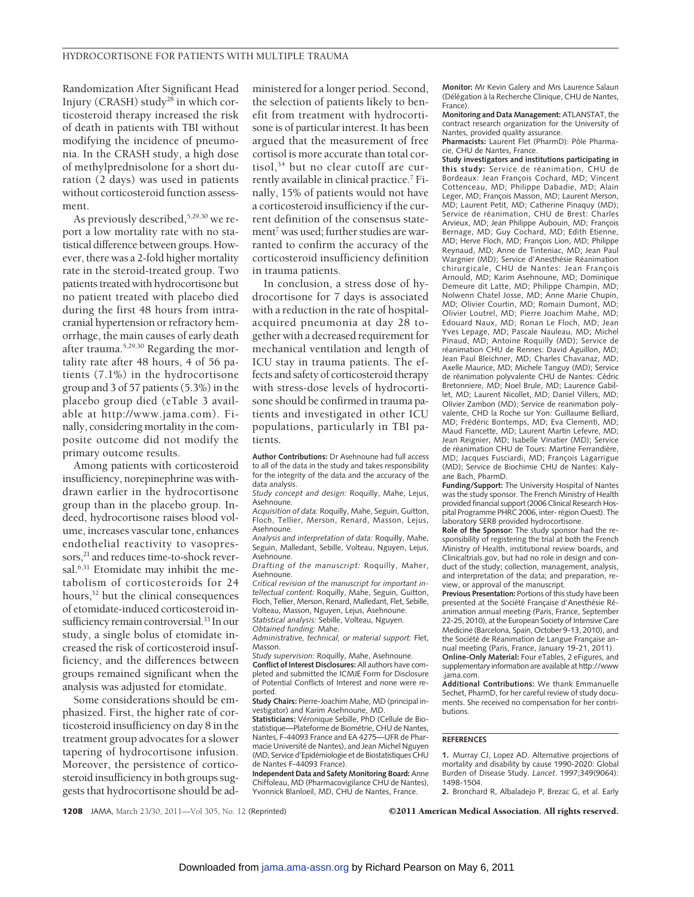Randomization After Significant Head Injury (CRASH) study[28] in which corticosteroid therapy increased the risk of death in patients with TBI without modifying the incidence of pneumonia. In the CRASH study, a high dose of methylprednisolone for a short duration (2 days) was used in patients without corticosteroid function assessment.

As previously described,[5,29,30] we report a low mortality rate with no statistical difference between groups. However, there was a 2-fold higher mortality rate in the steroid-treated group. Two patients treated with hydrocortisone but no patient treated with placebo died during the first 48 hours from intracranial hypertension or refractory hemorrhage, the main causes of early death after trauma.[5,29,30] Regarding the mortality rate after 48 hours, 4 of 56 patients (7.1%) in the hydrocortisone group and 3 of 57 patients (5.3%) in the placebo group died (eTable 3 available at http://www.jama.com). Finally, considering mortality in the composite outcome did not modify the primary outcome results.

Among patients with corticosteroid insufficiency, norepinephrine was withdrawn earlier in the hydrocortisone group than in the placebo group. Indeed, hydrocortisone raises blood volume, increases vascular tone, enhances endothelial reactivity to vasopressors,[21] and reduces time-to-shock reversal.[6,31] Etomidate may inhibit the metabolism of corticosteroids for 24 hours,[32] but the clinical consequences of etomidate-induced corticosteroid insufficiency remain controversial.[33] In our study, a single bolus of etomidate increased the risk of corticosteroid insufficiency, and the differences between groups remained significant when the analysis was adjusted for etomidate.

Some considerations should be emphasized. First, the higher rate of corticosteroid insufficiency on day 8 in the treatment group advocates for a slower tapering of hydrocortisone infusion. Moreover, the persistence of corticosteroid insufficiency in both groups suggests that hydrocortisone should be administered for a longer period. Second, the selection of patients likely to benefit from treatment with hydrocortisone is of particular interest. It has been argued that the measurement of free cortisol is more accurate than total cortisol,[34] but no clear cutoff are currently available in clinical practice.[7] Finally, 15% of patients would not have a corticosteroid insufficiency if the current definition of the consensus statement[7] was used; further studies are warranted to confirm the accuracy of the corticosteroid insufficiency definition in trauma patients.

In conclusion, a stress dose of hydrocortisone for 7 days is associated with a reduction in the rate of hospital-acquired pneumonia at day 28 together with a decreased requirement for mechanical ventilation and length of ICU stay in trauma patients. The effects and safety of corticosteroid therapy with stress-dose levels of hydrocortisone should be confirmed in trauma patients and investigated in other ICU populations, particularly in TBI patients.

**Author Contributions:** Dr Asehnoune had full access to all of the data in the study and takes responsibility for the integrity of the data and the accuracy of the data analysis.

*Study concept and design:* Roquilly, Mahe, Lejus, Asehnoune.

*Acquisition of data:* Roquilly, Mahe, Seguin, Guitton, Floch, Tellier, Merson, Renard, Masson, Lejus, Asehnoune.

*Analysis and interpretation of data:* Roquilly, Mahe, Seguin, Malledant, Sebille, Volteau, Nguyen, Lejus, Asehnoune.

*Drafting of the manuscript:* Roquilly, Maher, Asehnoune.

*Critical revision of the manuscript for important intellectual content:* Roquilly, Mahe, Seguin, Guitton, Floch, Tellier, Merson, Renard, Malledant, Flet, Sebille, Volteau, Masson, Nguyen, Lejus, Asehnoune.

*Statistical analysis:* Sebille, Volteau, Nguyen.

*Obtained funding:* Mahe.

*Administrative, technical, or material support:* Flet, Masson.

*Study supervision:* Roquilly, Mahe, Asehnoune.

**Conflict of Interest Disclosures:** All authors have completed and submitted the ICMJE Form for Disclosure of Potential Conflicts of Interest and none were reported.

**Study Chairs:** Pierre-Joachim Mahe, MD (principal investigator) and Karim Asehnoune, MD.

**Statisticians:** Véronique Sebille, PhD (Cellule de Biostatistique—Plateforme de Biométrie, CHU de Nantes, Nantes, F-44093 France and EA 4275—UFR de Pharmacie Université de Nantes), and Jean Michel Nguyen (MD, Service d'Epidémiologie et de Biostatistiques CHU de Nantes F-44093 France).

**Independent Data and Safety Monitoring Board:** Anne Chiffoleau, MD (Pharmacovigilance CHU de Nantes), Yvonnick Blanloeil, MD, CHU de Nantes, France.

**Monitor:** Mr Kevin Galery and Mrs Laurence Salaun (Délégation à la Recherche Clinique, CHU de Nantes, France).

**Monitoring and Data Management:** ATLANSTAT, the contract research organization for the University of Nantes, provided quality assurance.

**Pharmacists:** Laurent Flet (PharmD): Pôle Pharmacie, CHU de Nantes, France.

**Study investigators and institutions participating in this study:** Service de réanimation, CHU de Bordeaux: Jean François Cochard, MD; Vincent Cottenceau, MD; Philippe Dabadie, MD; Alain Leger, MD; François Masson, MD; Laurent Merson, MD; Laurent Petit, MD; Catherine Pinaquy (MD); Service de réanimation, CHU de Brest: Charles Arvieux, MD; Jean Philippe Aubouin, MD; François Bernage, MD; Guy Cochard, MD; Edith Etienne, MD; Herve Floch, MD; François Lion, MD; Philippe Reynaud, MD; Anne de Tinteniac, MD; Jean Paul Wargnier (MD); Service d'Anesthésie Réanimation chirurgicale, CHU de Nantes: Jean François Arnould, MD; Karim Asehnoune, MD; Dominique Demeure dit Latte, MD; Philippe Champin, MD; Nolwenn Chatel Josse, MD; Anne Marie Chupin, MD; Olivier Courtin, MD; Romain Dumont, MD; Olivier Loutrel, MD; Pierre Joachim Mahe, MD; Edouard Naux, MD; Ronan Le Floch, MD; Jean Yves Lepage, MD; Pascale Nauleau, MD; Michel Pinaud, MD; Antoine Roquilly (MD); Service de réanimation CHU de Rennes: David Aguillon, MD; Jean Paul Bleichner, MD; Charles Chavanaz, MD; Axelle Maurice, MD; Michele Tanguy (MD); Service de réanimation polyvalente CHU de Nantes: Cédric Bretonniere, MD; Noel Brule, MD; Laurence Gabillet, MD; Laurent Nicollet, MD; Daniel Villers, MD; Olivier Zambon (MD); Service de reanimation polyvalente, CHD la Roche sur Yon: Guillaume Belliard, MD; Frédéric Bontemps, MD; Eva Clementi, MD; Maud Fiancette, MD; Laurent Martin Lefevre, MD; Jean Reignier, MD; Isabelle Vinatier (MD); Service de réanimation CHU de Tours: Martine Ferrandière, MD; Jacques Fusciardi, MD; François Lagarrigue (MD); Service de Biochimie CHU de Nantes: Kalyane Bach, PharmD.

**Funding/Support:** The University Hospital of Nantes was the study sponsor. The French Ministry of Health provided financial support (2006 Clinical Research Hospital Programme PHRC 2006, inter- région Ouest). The laboratory SERB provided hydrocortisone.

**Role of the Sponsor:** The study sponsor had the responsibility of registering the trial at both the French Ministry of Health, institutional review boards, and Clinicaltrials.gov, but had no role in design and conduct of the study; collection, management, analysis, and interpretation of the data; and preparation, review, or approval of the manuscript.

**Previous Presentation:** Portions of this study have been presented at the Société Française d'Anesthésie Réanimation annual meeting (Paris, France, September 22-25, 2010), at the European Society of Intensive Care Medicine (Barcelona, Spain, October 9-13, 2010), and the Société de Réanimation de Langue Française annual meeting (Paris, France, January 19-21, 2011).

**Online-Only Material:** Four eTables, 2 eFigures, and supplementary information are available at http://www.jama.com.

**Additional Contributions:** We thank Emmanuelle Sechet, PharmD, for her careful review of study documents. She received no compensation for her contributions.

## REFERENCES

1. Murray CJ, Lopez AD. Alternative projections of mortality and disability by cause 1990-2020: Global Burden of Disease Study. *Lancet*. 1997;349(9064):1498-1504.

2. Bronchard R, Albaladejo P, Brezac G, et al. Early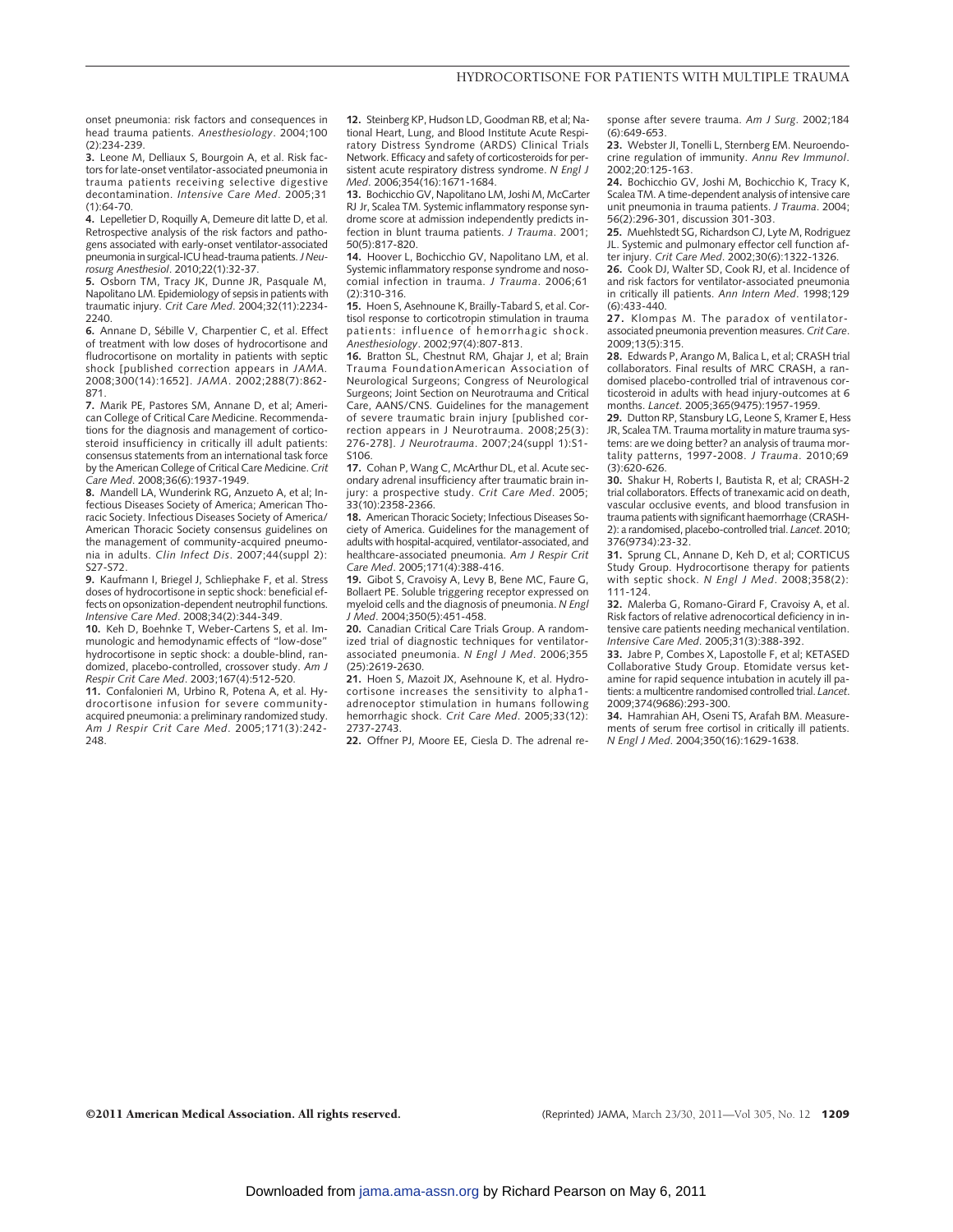onset pneumonia: risk factors and consequences in head trauma patients. *Anesthesiology*. 2004;100 (2):234-239.

**3.** Leone M, Delliaux S, Bourgoin A, et al. Risk factors for late-onset ventilator-associated pneumonia in trauma patients receiving selective digestive decontamination. *Intensive Care Med*. 2005;31 (1):64-70.

**4.** Lepelletier D, Roquilly A, Demeure dit latte D, et al. Retrospective analysis of the risk factors and pathogens associated with early-onset ventilator-associated pneumonia in surgical-ICU head-trauma patients. *J Neurosurg Anesthesiol*. 2010;22(1):32-37.

**5.** Osborn TM, Tracy JK, Dunne JR, Pasquale M, Napolitano LM. Epidemiology of sepsis in patients with traumatic injury. *Crit Care Med*. 2004;32(11):2234-2240.

**6.** Annane D, Sébille V, Charpentier C, et al. Effect of treatment with low doses of hydrocortisone and fludrocortisone on mortality in patients with septic shock [published correction appears in *JAMA*. 2008;300(14):1652]. *JAMA*. 2002;288(7):862-871.

**7.** Marik PE, Pastores SM, Annane D, et al; American College of Critical Care Medicine. Recommendations for the diagnosis and management of corticosteroid insufficiency in critically ill adult patients: consensus statements from an international task force by the American College of Critical Care Medicine. *Crit Care Med*. 2008;36(6):1937-1949.

**8.** Mandell LA, Wunderink RG, Anzueto A, et al; Infectious Diseases Society of America; American Thoracic Society. Infectious Diseases Society of America/American Thoracic Society consensus guidelines on the management of community-acquired pneumonia in adults. *Clin Infect Dis*. 2007;44(suppl 2): S27-S72.

**9.** Kaufmann I, Briegel J, Schliephake F, et al. Stress doses of hydrocortisone in septic shock: beneficial effects on opsonization-dependent neutrophil functions. *Intensive Care Med*. 2008;34(2):344-349.

**10.** Keh D, Boehnke T, Weber-Cartens S, et al. Immunologic and hemodynamic effects of "low-dose" hydrocortisone in septic shock: a double-blind, randomized, placebo-controlled, crossover study. *Am J Respir Crit Care Med*. 2003;167(4):512-520.

**11.** Confalonieri M, Urbino R, Potena A, et al. Hydrocortisone infusion for severe community-acquired pneumonia: a preliminary randomized study. *Am J Respir Crit Care Med*. 2005;171(3):242-248.

**12.** Steinberg KP, Hudson LD, Goodman RB, et al; National Heart, Lung, and Blood Institute Acute Respiratory Distress Syndrome (ARDS) Clinical Trials Network. Efficacy and safety of corticosteroids for persistent acute respiratory distress syndrome. *N Engl J Med*. 2006;354(16):1671-1684.

**13.** Bochicchio GV, Napolitano LM, Joshi M, McCarter RJ Jr, Scalea TM. Systemic inflammatory response syndrome score at admission independently predicts infection in blunt trauma patients. *J Trauma*. 2001; 50(5):817-820.

**14.** Hoover L, Bochicchio GV, Napolitano LM, et al. Systemic inflammatory response syndrome and nosocomial infection in trauma. *J Trauma*. 2006;61 (2):310-316.

**15.** Hoen S, Asehnoune K, Brailly-Tabard S, et al. Cortisol response to corticotropin stimulation in trauma patients: influence of hemorrhagic shock. *Anesthesiology*. 2002;97(4):807-813.

**16.** Bratton SL, Chestnut RM, Ghajar J, et al; Brain Trauma FoundationAmerican Association of Neurological Surgeons; Congress of Neurological Surgeons; Joint Section on Neurotrauma and Critical Care, AANS/CNS. Guidelines for the management of severe traumatic brain injury [published correction appears in J Neurotrauma. 2008;25(3): 276-278]. *J Neurotrauma*. 2007;24(suppl 1):S1-S106.

**17.** Cohan P, Wang C, McArthur DL, et al. Acute secondary adrenal insufficiency after traumatic brain injury: a prospective study. *Crit Care Med*. 2005; 33(10):2358-2366.

**18.** American Thoracic Society; Infectious Diseases Society of America. Guidelines for the management of adults with hospital-acquired, ventilator-associated, and healthcare-associated pneumonia. *Am J Respir Crit Care Med*. 2005;171(4):388-416.

**19.** Gibot S, Cravoisy A, Levy B, Bene MC, Faure G, Bollaert PE. Soluble triggering receptor expressed on myeloid cells and the diagnosis of pneumonia. *N Engl J Med*. 2004;350(5):451-458.

**20.** Canadian Critical Care Trials Group. A randomized trial of diagnostic techniques for ventilator-associated pneumonia. *N Engl J Med*. 2006;355 (25):2619-2630.

**21.** Hoen S, Mazoit JX, Asehnoune K, et al. Hydrocortisone increases the sensitivity to alpha1-adrenoceptor stimulation in humans following hemorrhagic shock. *Crit Care Med*. 2005;33(12): 2737-2743.

**22.** Offner PJ, Moore EE, Ciesla D. The adrenal response after severe trauma. *Am J Surg*. 2002;184 (6):649-653.

**23.** Webster JI, Tonelli L, Sternberg EM. Neuroendocrine regulation of immunity. *Annu Rev Immunol*. 2002;20:125-163.

**24.** Bochicchio GV, Joshi M, Bochicchio K, Tracy K, Scalea TM. A time-dependent analysis of intensive care unit pneumonia in trauma patients. *J Trauma*. 2004; 56(2):296-301, discussion 301-303.

**25.** Muehlstedt SG, Richardson CJ, Lyte M, Rodriguez JL. Systemic and pulmonary effector cell function after injury. *Crit Care Med*. 2002;30(6):1322-1326.

**26.** Cook DJ, Walter SD, Cook RJ, et al. Incidence of and risk factors for ventilator-associated pneumonia in critically ill patients. *Ann Intern Med*. 1998;129 (6):433-440.

**27.** Klompas M. The paradox of ventilator-associated pneumonia prevention measures. *Crit Care*. 2009;13(5):315.

**28.** Edwards P, Arango M, Balica L, et al; CRASH trial collaborators. Final results of MRC CRASH, a randomised placebo-controlled trial of intravenous corticosteroid in adults with head injury-outcomes at 6 months. *Lancet*. 2005;365(9475):1957-1959.

**29.** Dutton RP, Stansbury LG, Leone S, Kramer E, Hess JR, Scalea TM. Trauma mortality in mature trauma systems: are we doing better? an analysis of trauma mortality patterns, 1997-2008. *J Trauma*. 2010;69 (3):620-626.

**30.** Shakur H, Roberts I, Bautista R, et al; CRASH-2 trial collaborators. Effects of tranexamic acid on death, vascular occlusive events, and blood transfusion in trauma patients with significant haemorrhage (CRASH-2): a randomised, placebo-controlled trial. *Lancet*. 2010; 376(9734):23-32.

**31.** Sprung CL, Annane D, Keh D, et al; CORTICUS Study Group. Hydrocortisone therapy for patients with septic shock. *N Engl J Med*. 2008;358(2): 111-124.

**32.** Malerba G, Romano-Girard F, Cravoisy A, et al. Risk factors of relative adrenocortical deficiency in intensive care patients needing mechanical ventilation. *Intensive Care Med*. 2005;31(3):388-392.

**33.** Jabre P, Combes X, Lapostolle F, et al; KETASED Collaborative Study Group. Etomidate versus ketamine for rapid sequence intubation in acutely ill patients: a multicentre randomised controlled trial. *Lancet*. 2009;374(9686):293-300.

**34.** Hamrahian AH, Oseni TS, Arafah BM. Measurements of serum free cortisol in critically ill patients. *N Engl J Med*. 2004;350(16):1629-1638.